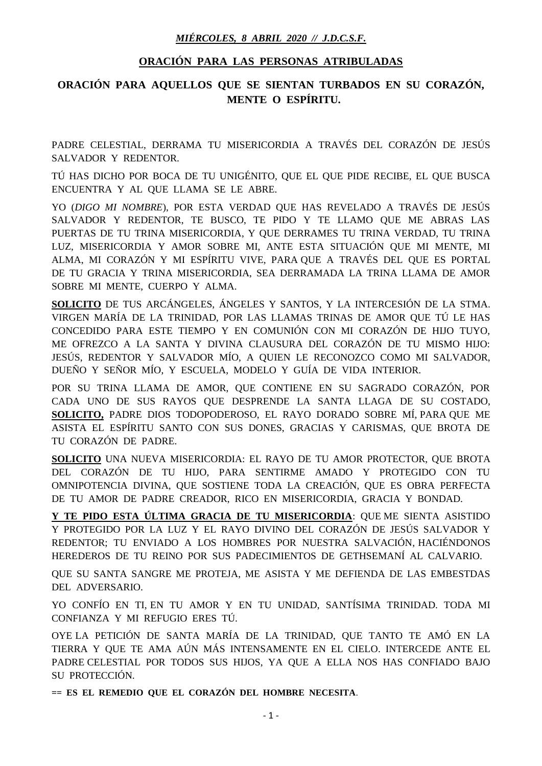***MIÉRCOLES, 8 ABRIL 2020 // J.D.C.S.F.***

## ORACIÓN PARA LAS PERSONAS ATRIBULADAS

## ORACIÓN PARA AQUELLOS QUE SE SIENTAN TURBADOS EN SU CORAZÓN, MENTE O ESPÍRITU.

PADRE CELESTIAL, DERRAMA TU MISERICORDIA A TRAVÉS DEL CORAZÓN DE JESÚS SALVADOR Y REDENTOR.

TÚ HAS DICHO POR BOCA DE TU UNIGÉNITO, QUE EL QUE PIDE RECIBE, EL QUE BUSCA ENCUENTRA Y AL QUE LLAMA SE LE ABRE.

YO (*DIGO MI NOMBRE*), POR ESTA VERDAD QUE HAS REVELADO A TRAVÉS DE JESÚS SALVADOR Y REDENTOR, TE BUSCO, TE PIDO Y TE LLAMO QUE ME ABRAS LAS PUERTAS DE TU TRINA MISERICORDIA, Y QUE DERRAMES TU TRINA VERDAD, TU TRINA LUZ, MISERICORDIA Y AMOR SOBRE MI, ANTE ESTA SITUACIÓN QUE MI MENTE, MI ALMA, MI CORAZÓN Y MI ESPÍRITU VIVE, PARA QUE A TRAVÉS DEL QUE ES PORTAL DE TU GRACIA Y TRINA MISERICORDIA, SEA DERRAMADA LA TRINA LLAMA DE AMOR SOBRE MI MENTE, CUERPO Y ALMA.

**SOLICITO** DE TUS ARCÁNGELES, ÁNGELES Y SANTOS, Y LA INTERCESIÓN DE LA STMA. VIRGEN MARÍA DE LA TRINIDAD, POR LAS LLAMAS TRINAS DE AMOR QUE TÚ LE HAS CONCEDIDO PARA ESTE TIEMPO Y EN COMUNIÓN CON MI CORAZÓN DE HIJO TUYO, ME OFREZCO A LA SANTA Y DIVINA CLAUSURA DEL CORAZÓN DE TU MISMO HIJO: JESÚS, REDENTOR Y SALVADOR MÍO, A QUIEN LE RECONOZCO COMO MI SALVADOR, DUEÑO Y SEÑOR MÍO, Y ESCUELA, MODELO Y GUÍA DE VIDA INTERIOR.

POR SU TRINA LLAMA DE AMOR, QUE CONTIENE EN SU SAGRADO CORAZÓN, POR CADA UNO DE SUS RAYOS QUE DESPRENDE LA SANTA LLAGA DE SU COSTADO, **SOLICITO,** PADRE DIOS TODOPODEROSO, EL RAYO DORADO SOBRE MÍ, PARA QUE ME ASISTA EL ESPÍRITU SANTO CON SUS DONES, GRACIAS Y CARISMAS, QUE BROTA DE TU CORAZÓN DE PADRE.

**SOLICITO** UNA NUEVA MISERICORDIA: EL RAYO DE TU AMOR PROTECTOR, QUE BROTA DEL CORAZÓN DE TU HIJO, PARA SENTIRME AMADO Y PROTEGIDO CON TU OMNIPOTENCIA DIVINA, QUE SOSTIENE TODA LA CREACIÓN, QUE ES OBRA PERFECTA DE TU AMOR DE PADRE CREADOR, RICO EN MISERICORDIA, GRACIA Y BONDAD.

**Y TE PIDO ESTA ÚLTIMA GRACIA DE TU MISERICORDIA**: QUE ME SIENTA ASISTIDO Y PROTEGIDO POR LA LUZ Y EL RAYO DIVINO DEL CORAZÓN DE JESÚS SALVADOR Y REDENTOR; TU ENVIADO A LOS HOMBRES POR NUESTRA SALVACIÓN, HACIÉNDONOS HEREDEROS DE TU REINO POR SUS PADECIMIENTOS DE GETHSEMANÍ AL CALVARIO.

QUE SU SANTA SANGRE ME PROTEJA, ME ASISTA Y ME DEFIENDA DE LAS EMBESTDAS DEL ADVERSARIO.

YO CONFÍO EN TI, EN TU AMOR Y EN TU UNIDAD, SANTÍSIMA TRINIDAD. TODA MI CONFIANZA Y MI REFUGIO ERES TÚ.

OYE LA PETICIÓN DE SANTA MARÍA DE LA TRINIDAD, QUE TANTO TE AMÓ EN LA TIERRA Y QUE TE AMA AÚN MÁS INTENSAMENTE EN EL CIELO. INTERCEDE ANTE EL PADRE CELESTIAL POR TODOS SUS HIJOS, YA QUE A ELLA NOS HAS CONFIADO BAJO SU PROTECCIÓN.

**== ES EL REMEDIO QUE EL CORAZÓN DEL HOMBRE NECESITA**.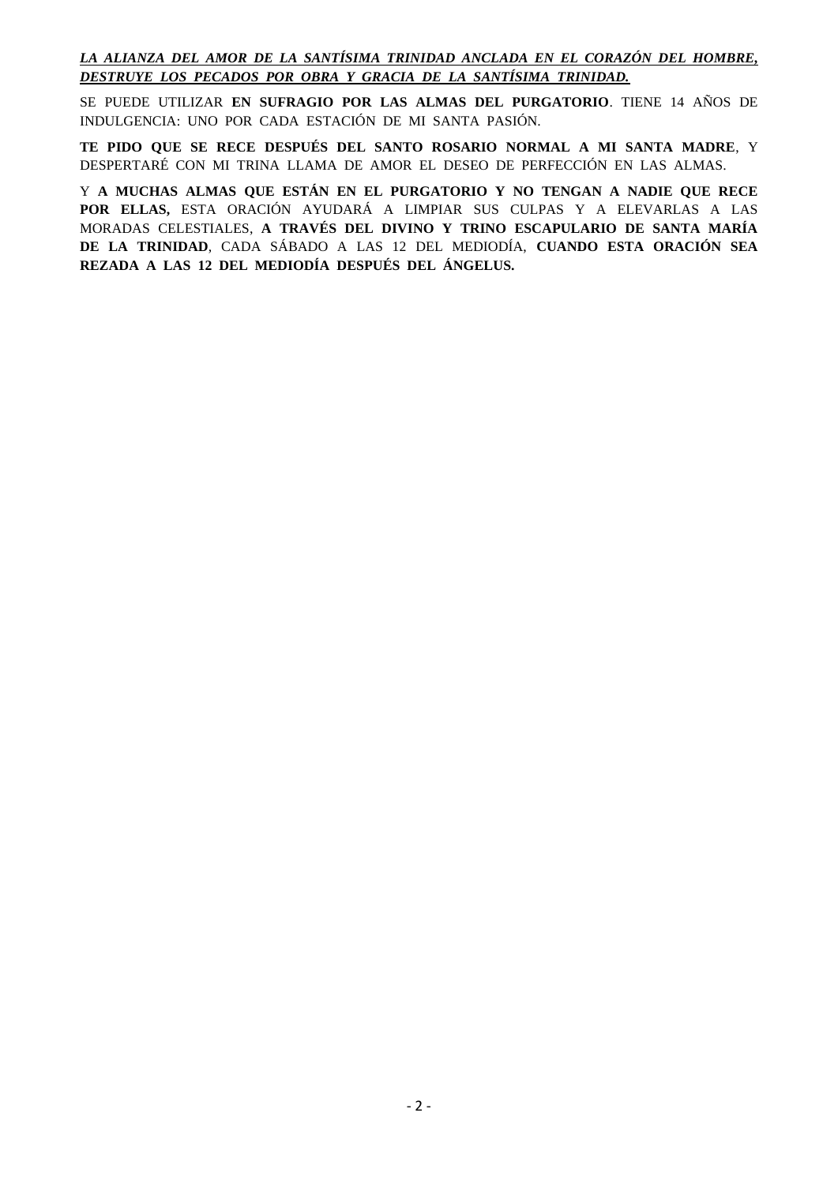***LA ALIANZA DEL AMOR DE LA SANTÍSIMA TRINIDAD ANCLADA EN EL CORAZÓN DEL HOMBRE, DESTRUYE LOS PECADOS POR OBRA Y GRACIA DE LA SANTÍSIMA TRINIDAD.***

SE PUEDE UTILIZAR **EN SUFRAGIO POR LAS ALMAS DEL PURGATORIO**. TIENE 14 AÑOS DE INDULGENCIA: UNO POR CADA ESTACIÓN DE MI SANTA PASIÓN.

**TE PIDO QUE SE RECE DESPUÉS DEL SANTO ROSARIO NORMAL A MI SANTA MADRE**, Y DESPERTARÉ CON MI TRINA LLAMA DE AMOR EL DESEO DE PERFECCIÓN EN LAS ALMAS.

Y **A MUCHAS ALMAS QUE ESTÁN EN EL PURGATORIO Y NO TENGAN A NADIE QUE RECE POR ELLAS,** ESTA ORACIÓN AYUDARÁ A LIMPIAR SUS CULPAS Y A ELEVARLAS A LAS MORADAS CELESTIALES, **A TRAVÉS DEL DIVINO Y TRINO ESCAPULARIO DE SANTA MARÍA DE LA TRINIDAD**, CADA SÁBADO A LAS 12 DEL MEDIODÍA, **CUANDO ESTA ORACIÓN SEA REZADA A LAS 12 DEL MEDIODÍA DESPUÉS DEL ÁNGELUS.**